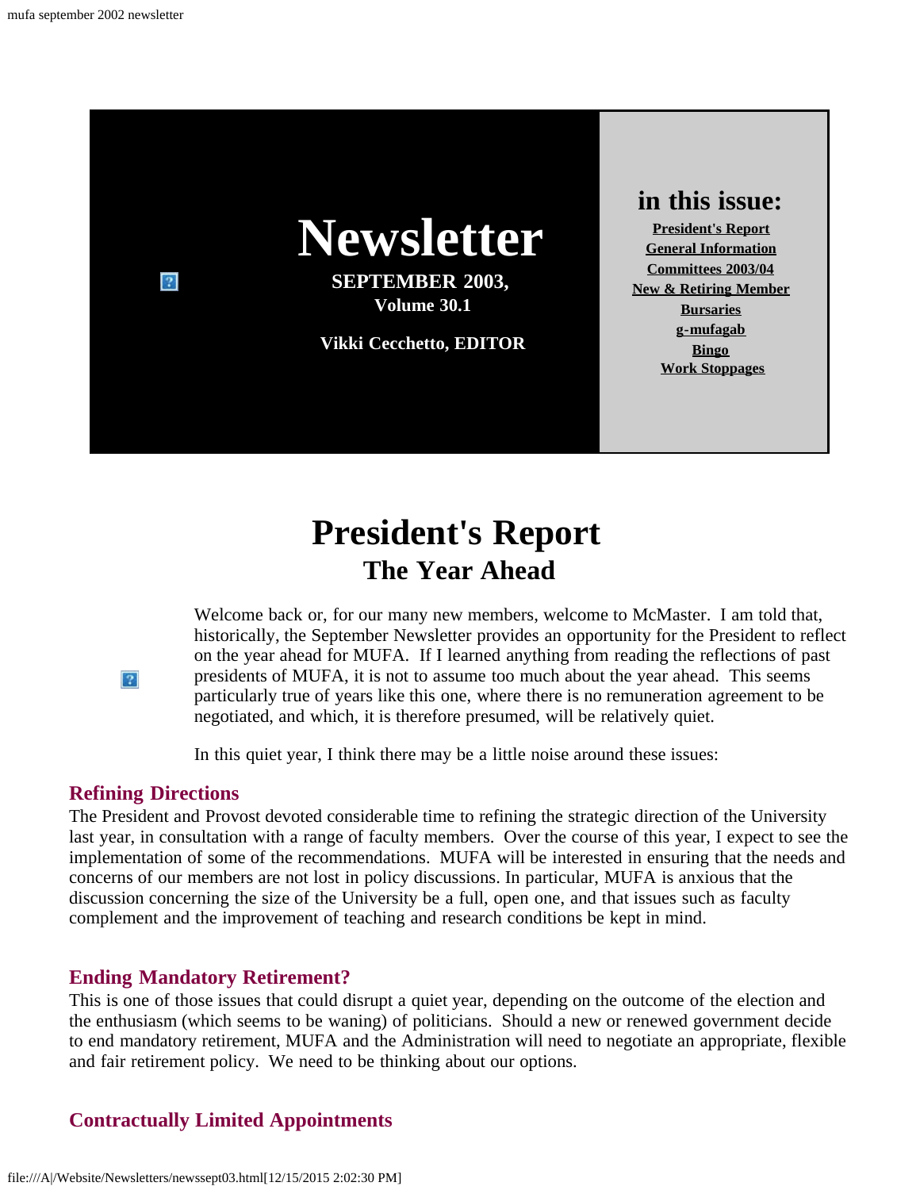# Newsletter

**SEPTEMBER 2003, Volume 30.1**

**Vikki Cecchetto, EDITOR**

**in this issue:**

- President's Report
- General Information
- Committees 2003/04
- New & Retiring Member
- Bursaries
- g-mufagab
- Bingo
- Work Stoppages

# President's Report

## The Year Ahead

Welcome back or, for our many new members, welcome to McMaster. I am told that, historically, the September Newsletter provides an opportunity for the President to reflect on the year ahead for MUFA. If I learned anything from reading the reflections of past presidents of MUFA, it is not to assume too much about the year ahead. This seems particularly true of years like this one, where there is no remuneration agreement to be negotiated, and which, it is therefore presumed, will be relatively quiet.

In this quiet year, I think there may be a little noise around these issues:

### Refining Directions

The President and Provost devoted considerable time to refining the strategic direction of the University last year, in consultation with a range of faculty members. Over the course of this year, I expect to see the implementation of some of the recommendations. MUFA will be interested in ensuring that the needs and concerns of our members are not lost in policy discussions. In particular, MUFA is anxious that the discussion concerning the size of the University be a full, open one, and that issues such as faculty complement and the improvement of teaching and research conditions be kept in mind.

### Ending Mandatory Retirement?

This is one of those issues that could disrupt a quiet year, depending on the outcome of the election and the enthusiasm (which seems to be waning) of politicians. Should a new or renewed government decide to end mandatory retirement, MUFA and the Administration will need to negotiate an appropriate, flexible and fair retirement policy. We need to be thinking about our options.

### Contractually Limited Appointments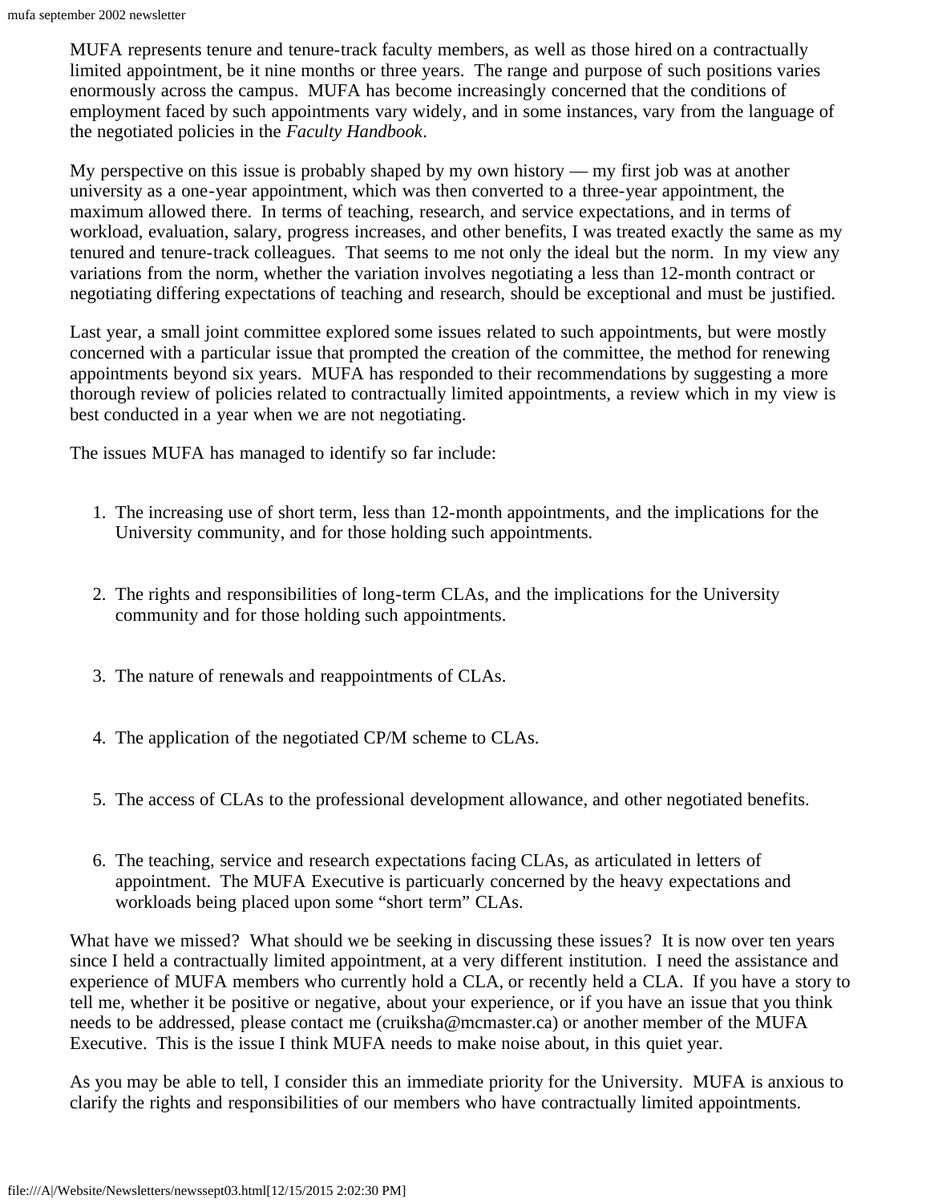MUFA represents tenure and tenure-track faculty members, as well as those hired on a contractually limited appointment, be it nine months or three years. The range and purpose of such positions varies enormously across the campus. MUFA has become increasingly concerned that the conditions of employment faced by such appointments vary widely, and in some instances, vary from the language of the negotiated policies in the *Faculty Handbook*.

My perspective on this issue is probably shaped by my own history — my first job was at another university as a one-year appointment, which was then converted to a three-year appointment, the maximum allowed there. In terms of teaching, research, and service expectations, and in terms of workload, evaluation, salary, progress increases, and other benefits, I was treated exactly the same as my tenured and tenure-track colleagues. That seems to me not only the ideal but the norm. In my view any variations from the norm, whether the variation involves negotiating a less than 12-month contract or negotiating differing expectations of teaching and research, should be exceptional and must be justified.

Last year, a small joint committee explored some issues related to such appointments, but were mostly concerned with a particular issue that prompted the creation of the committee, the method for renewing appointments beyond six years. MUFA has responded to their recommendations by suggesting a more thorough review of policies related to contractually limited appointments, a review which in my view is best conducted in a year when we are not negotiating.

The issues MUFA has managed to identify so far include:

1. The increasing use of short term, less than 12-month appointments, and the implications for the University community, and for those holding such appointments.
2. The rights and responsibilities of long-term CLAs, and the implications for the University community and for those holding such appointments.
3. The nature of renewals and reappointments of CLAs.
4. The application of the negotiated CP/M scheme to CLAs.
5. The access of CLAs to the professional development allowance, and other negotiated benefits.
6. The teaching, service and research expectations facing CLAs, as articulated in letters of appointment. The MUFA Executive is particuarly concerned by the heavy expectations and workloads being placed upon some "short term" CLAs.

What have we missed? What should we be seeking in discussing these issues? It is now over ten years since I held a contractually limited appointment, at a very different institution. I need the assistance and experience of MUFA members who currently hold a CLA, or recently held a CLA. If you have a story to tell me, whether it be positive or negative, about your experience, or if you have an issue that you think needs to be addressed, please contact me (cruiksha@mcmaster.ca) or another member of the MUFA Executive. This is the issue I think MUFA needs to make noise about, in this quiet year.

As you may be able to tell, I consider this an immediate priority for the University. MUFA is anxious to clarify the rights and responsibilities of our members who have contractually limited appointments.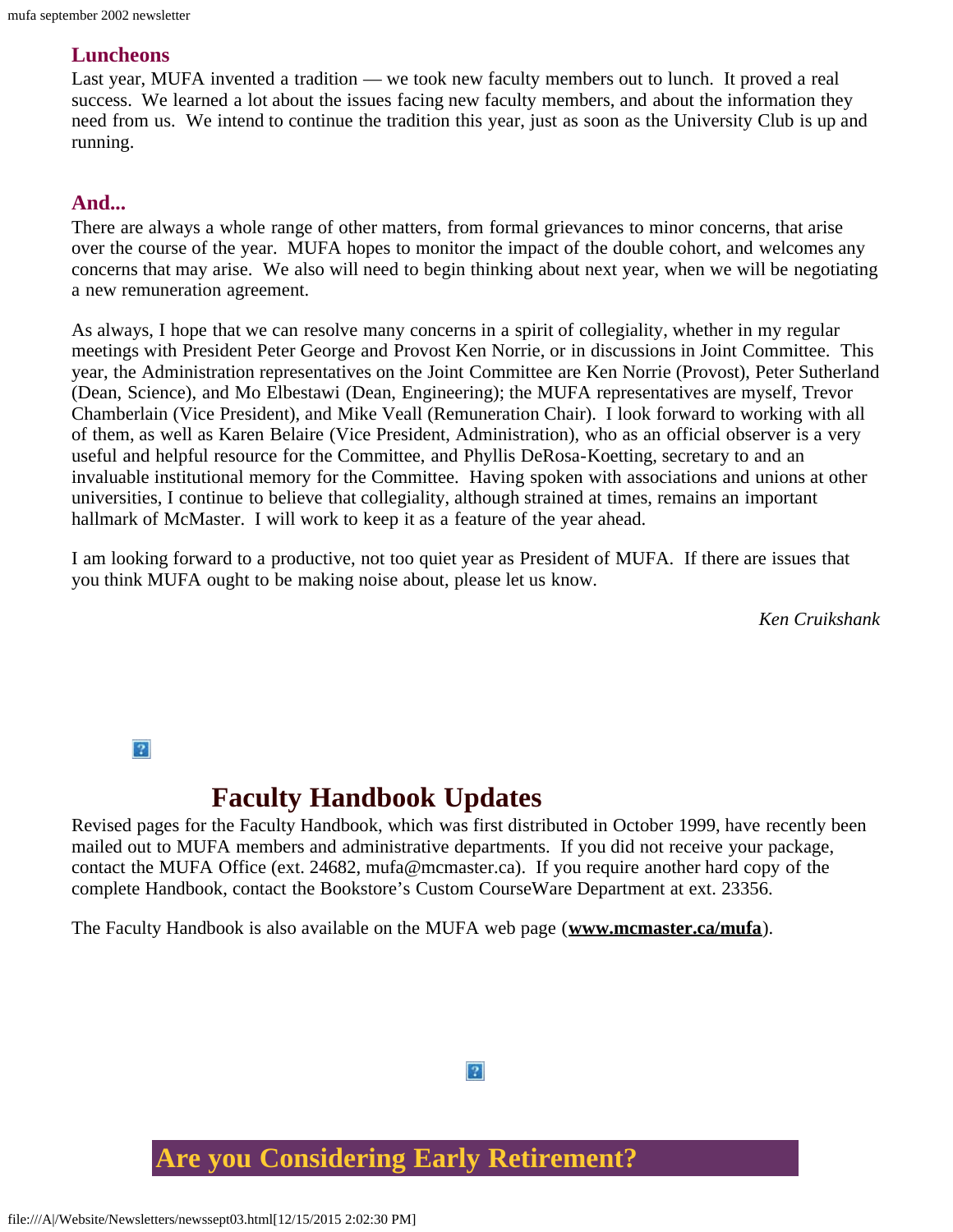### Luncheons

Last year, MUFA invented a tradition — we took new faculty members out to lunch. It proved a real success. We learned a lot about the issues facing new faculty members, and about the information they need from us. We intend to continue the tradition this year, just as soon as the University Club is up and running.

### And...

There are always a whole range of other matters, from formal grievances to minor concerns, that arise over the course of the year. MUFA hopes to monitor the impact of the double cohort, and welcomes any concerns that may arise. We also will need to begin thinking about next year, when we will be negotiating a new remuneration agreement.

As always, I hope that we can resolve many concerns in a spirit of collegiality, whether in my regular meetings with President Peter George and Provost Ken Norrie, or in discussions in Joint Committee. This year, the Administration representatives on the Joint Committee are Ken Norrie (Provost), Peter Sutherland (Dean, Science), and Mo Elbestawi (Dean, Engineering); the MUFA representatives are myself, Trevor Chamberlain (Vice President), and Mike Veall (Remuneration Chair). I look forward to working with all of them, as well as Karen Belaire (Vice President, Administration), who as an official observer is a very useful and helpful resource for the Committee, and Phyllis DeRosa-Koetting, secretary to and an invaluable institutional memory for the Committee. Having spoken with associations and unions at other universities, I continue to believe that collegiality, although strained at times, remains an important hallmark of McMaster. I will work to keep it as a feature of the year ahead.

I am looking forward to a productive, not too quiet year as President of MUFA. If there are issues that you think MUFA ought to be making noise about, please let us know.

*Ken Cruikshank*

## Faculty Handbook Updates

Revised pages for the Faculty Handbook, which was first distributed in October 1999, have recently been mailed out to MUFA members and administrative departments. If you did not receive your package, contact the MUFA Office (ext. 24682, mufa@mcmaster.ca). If you require another hard copy of the complete Handbook, contact the Bookstore's Custom CourseWare Department at ext. 23356.

The Faculty Handbook is also available on the MUFA web page (**www.mcmaster.ca/mufa**).

## Are you Considering Early Retirement?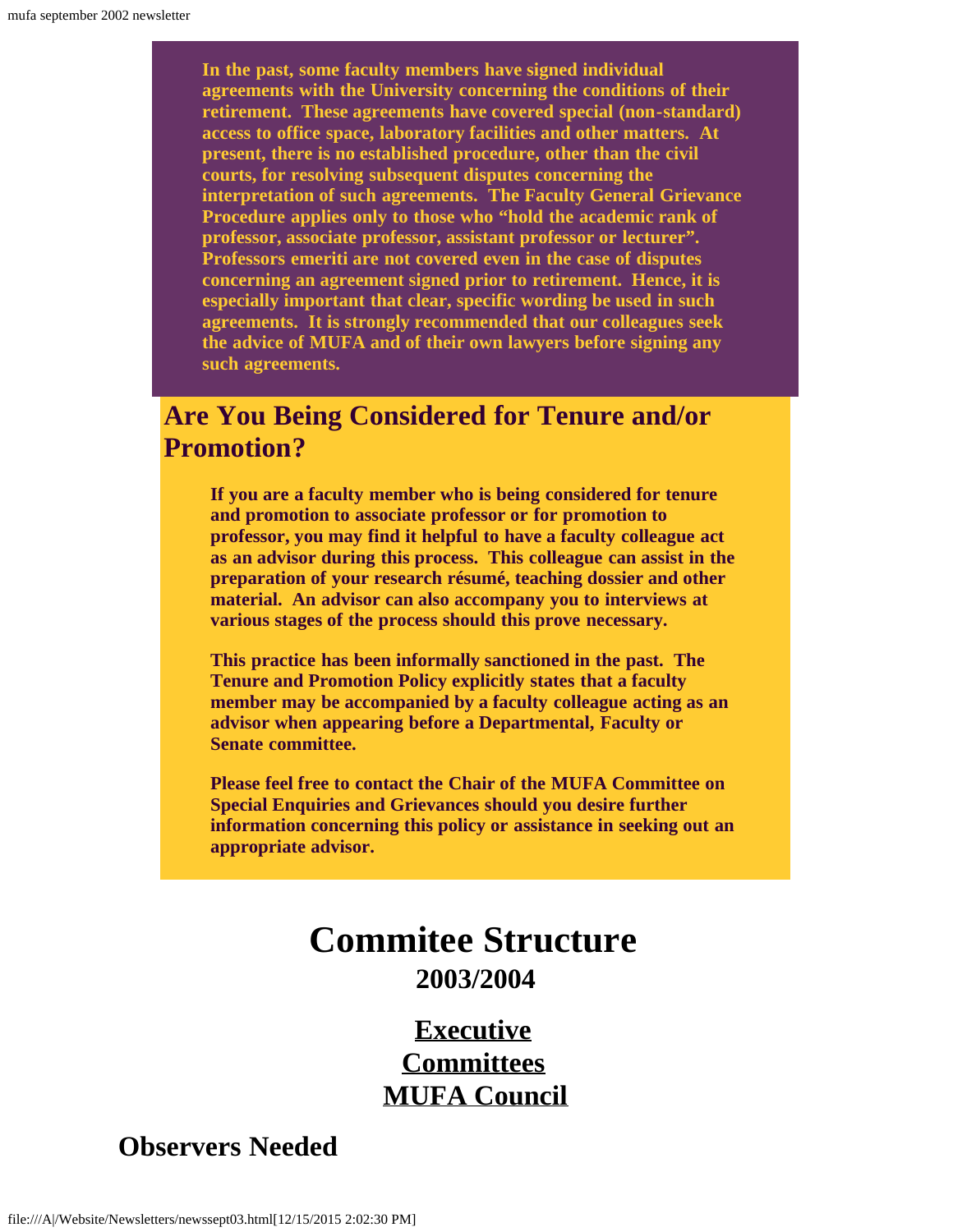**In the past, some faculty members have signed individual agreements with the University concerning the conditions of their retirement. These agreements have covered special (non-standard) access to office space, laboratory facilities and other matters. At present, there is no established procedure, other than the civil courts, for resolving subsequent disputes concerning the interpretation of such agreements. The Faculty General Grievance Procedure applies only to those who "hold the academic rank of professor, associate professor, assistant professor or lecturer". Professors emeriti are not covered even in the case of disputes concerning an agreement signed prior to retirement. Hence, it is especially important that clear, specific wording be used in such agreements. It is strongly recommended that our colleagues seek the advice of MUFA and of their own lawyers before signing any such agreements.**

## Are You Being Considered for Tenure and/or Promotion?

**If you are a faculty member who is being considered for tenure and promotion to associate professor or for promotion to professor, you may find it helpful to have a faculty colleague act as an advisor during this process. This colleague can assist in the preparation of your research résumé, teaching dossier and other material. An advisor can also accompany you to interviews at various stages of the process should this prove necessary.**

**This practice has been informally sanctioned in the past. The Tenure and Promotion Policy explicitly states that a faculty member may be accompanied by a faculty colleague acting as an advisor when appearing before a Departmental, Faculty or Senate committee.**

**Please feel free to contact the Chair of the MUFA Committee on Special Enquiries and Grievances should you desire further information concerning this policy or assistance in seeking out an appropriate advisor.**

# Commitee Structure

## 2003/2004

### Executive
### Committees
### MUFA Council

## Observers Needed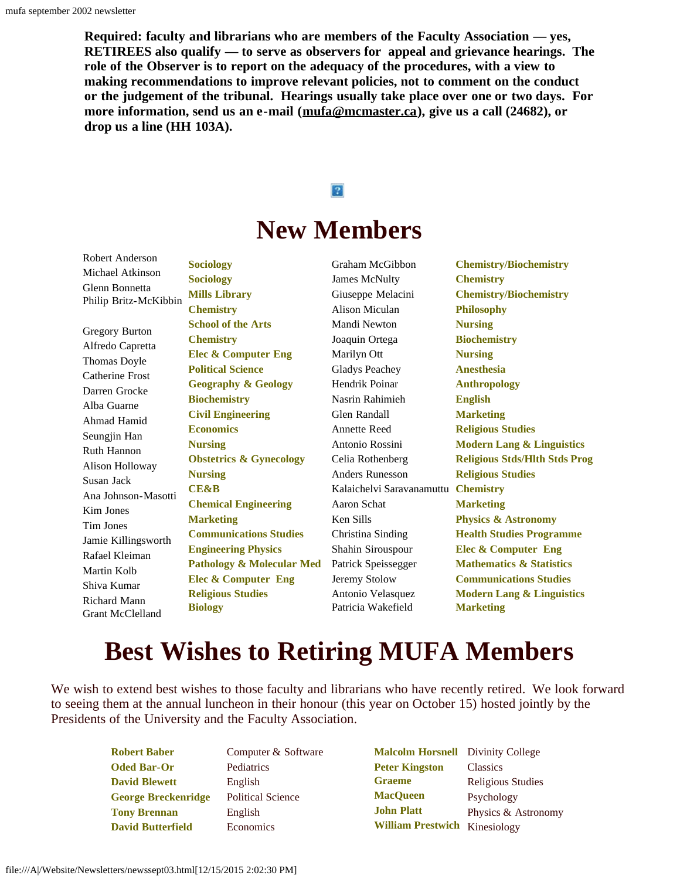**Required: faculty and librarians who are members of the Faculty Association — yes, RETIREES also qualify — to serve as observers for appeal and grievance hearings. The role of the Observer is to report on the adequacy of the procedures, with a view to making recommendations to improve relevant policies, not to comment on the conduct or the judgement of the tribunal. Hearings usually take place over one or two days. For more information, send us an e-mail (mufa@mcmaster.ca), give us a call (24682), or drop us a line (HH 103A).**

# New Members

| Name | Department |
|---|---|
| Robert Anderson | **Sociology** |
| Michael Atkinson | **Sociology** |
| Glenn Bonnetta | **Mills Library** |
| Philip Britz-McKibbin | **Chemistry** |
| Gregory Burton | **School of the Arts** |
| Alfredo Capretta | **Chemistry** |
| Thomas Doyle | **Elec & Computer Eng** |
| Catherine Frost | **Political Science** |
| Darren Grocke | **Geography & Geology** |
| Alba Guarne | **Biochemistry** |
| Ahmad Hamid | **Civil Engineering** |
| Seungjin Han | **Economics** |
| Ruth Hannon | **Nursing** |
| Alison Holloway | **Obstetrics & Gynecology** |
| Susan Jack | **Nursing** |
| Ana Johnson-Masotti | **CE&B** |
| Kim Jones | **Chemical Engineering** |
| Tim Jones | **Marketing** |
| Jamie Killingsworth | **Communications Studies** |
| Rafael Kleiman | **Engineering Physics** |
| Martin Kolb | **Pathology & Molecular Med** |
| Shiva Kumar | **Elec & Computer Eng** |
| Richard Mann | **Religious Studies** |
| Grant McClelland | **Biology** |
| Graham McGibbon | **Chemistry/Biochemistry** |
| James McNulty | **Chemistry** |
| Giuseppe Melacini | **Chemistry/Biochemistry** |
| Alison Miculan | **Philosophy** |
| Mandi Newton | **Nursing** |
| Joaquin Ortega | **Biochemistry** |
| Marilyn Ott | **Nursing** |
| Gladys Peachey | **Anesthesia** |
| Hendrik Poinar | **Anthropology** |
| Nasrin Rahimieh | **English** |
| Glen Randall | **Marketing** |
| Annette Reed | **Religious Studies** |
| Antonio Rossini | **Modern Lang & Linguistics** |
| Celia Rothenberg | **Religious Stds/Hlth Stds Prog** |
| Anders Runesson | **Religious Studies** |
| Kalaichelvi Saravanamuttu | **Chemistry** |
| Aaron Schat | **Marketing** |
| Ken Sills | **Physics & Astronomy** |
| Christina Sinding | **Health Studies Programme** |
| Shahin Sirouspour | **Elec & Computer Eng** |
| Patrick Speissegger | **Mathematics & Statistics** |
| Jeremy Stolow | **Communications Studies** |
| Antonio Velasquez | **Modern Lang & Linguistics** |
| Patricia Wakefield | **Marketing** |

# Best Wishes to Retiring MUFA Members

We wish to extend best wishes to those faculty and librarians who have recently retired. We look forward to seeing them at the annual luncheon in their honour (this year on October 15) hosted jointly by the Presidents of the University and the Faculty Association.

| Name | Department |
|---|---|
| **Robert Baber** | Computer & Software |
| **Oded Bar-Or** | Pediatrics |
| **David Blewett** | English |
| **George Breckenridge** | Political Science |
| **Tony Brennan** | English |
| **David Butterfield** | Economics |
| **Malcolm Horsnell** | Divinity College |
| **Peter Kingston** | Classics |
| **Graeme** | Religious Studies |
| **MacQueen** | Psychology |
| **John Platt** | Physics & Astronomy |
| **William Prestwich** | Kinesiology |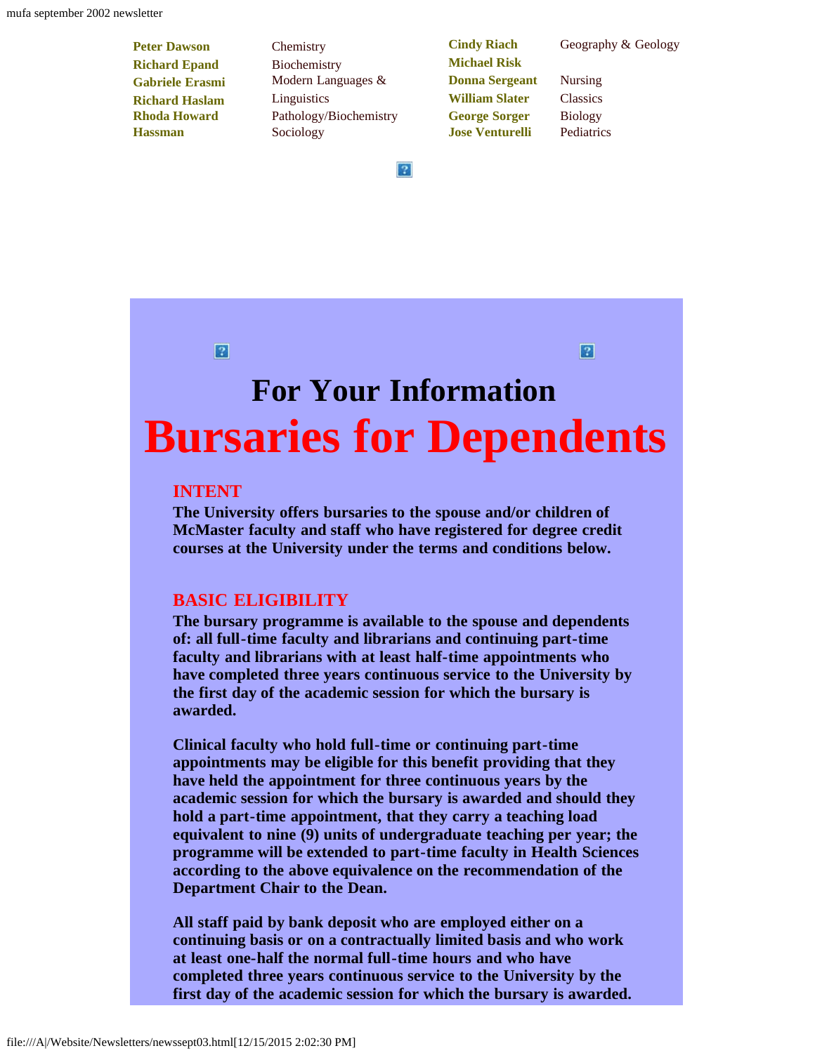| | | | |
|---|---|---|---|
| **Peter Dawson** | Chemistry | **Cindy Riach** | Geography & Geology |
| **Richard Epand** | Biochemistry | **Michael Risk** | |
| **Gabriele Erasmi** | Modern Languages & Linguistics | **Donna Sergeant** | Nursing |
| **Richard Haslam** | Pathology/Biochemistry | **William Slater** | Classics |
| **Rhoda Howard Hassman** | Sociology | **George Sorger** | Biology |
| | | **Jose Venturelli** | Pediatrics |

# For Your Information

# Bursaries for Dependents

## INTENT

**The University offers bursaries to the spouse and/or children of McMaster faculty and staff who have registered for degree credit courses at the University under the terms and conditions below.**

## BASIC ELIGIBILITY

**The bursary programme is available to the spouse and dependents of: all full-time faculty and librarians and continuing part-time faculty and librarians with at least half-time appointments who have completed three years continuous service to the University by the first day of the academic session for which the bursary is awarded.**

**Clinical faculty who hold full-time or continuing part-time appointments may be eligible for this benefit providing that they have held the appointment for three continuous years by the academic session for which the bursary is awarded and should they hold a part-time appointment, that they carry a teaching load equivalent to nine (9) units of undergraduate teaching per year; the programme will be extended to part-time faculty in Health Sciences according to the above equivalence on the recommendation of the Department Chair to the Dean.**

**All staff paid by bank deposit who are employed either on a continuing basis or on a contractually limited basis and who work at least one-half the normal full-time hours and who have completed three years continuous service to the University by the first day of the academic session for which the bursary is awarded.**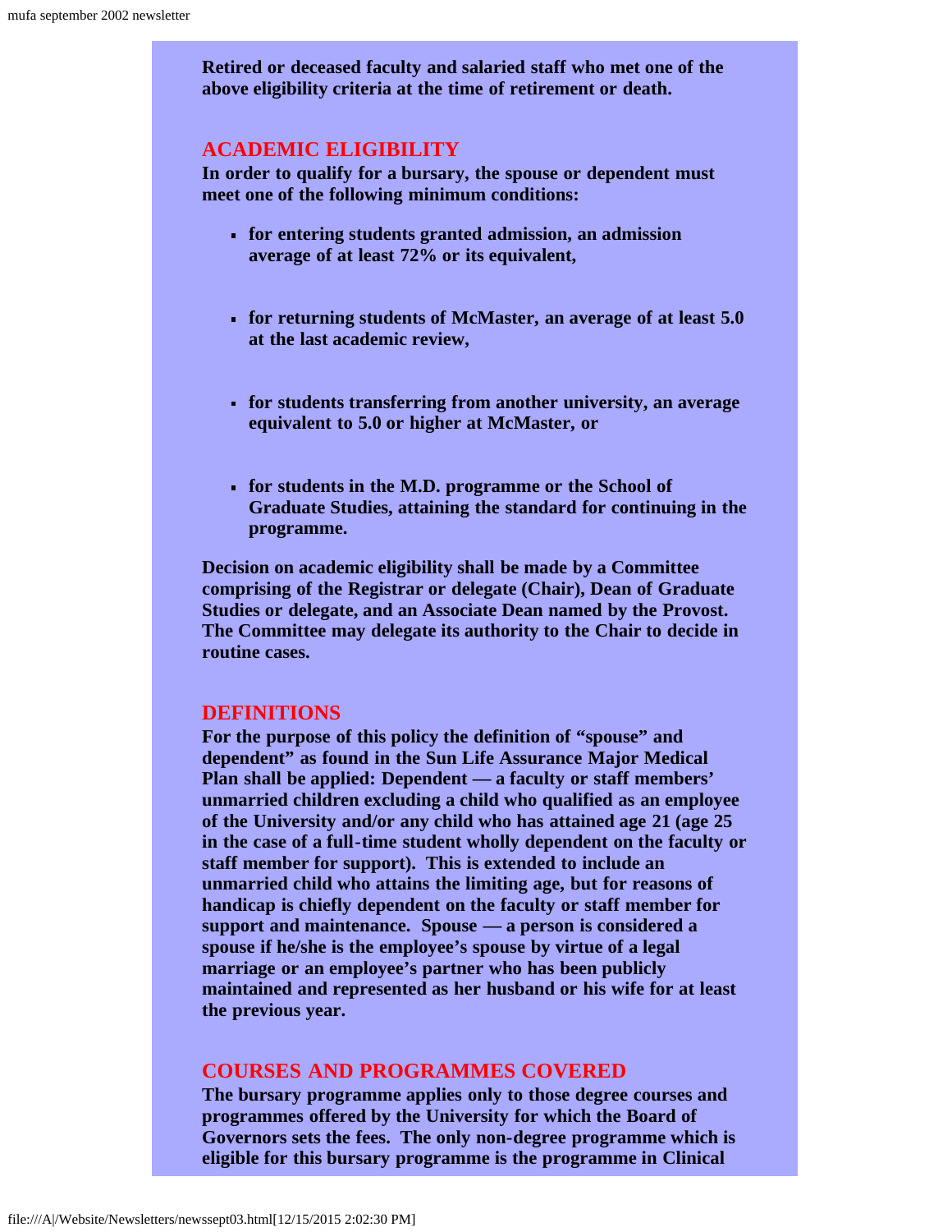**Retired or deceased faculty and salaried staff who met one of the above eligibility criteria at the time of retirement or death.**

## ACADEMIC ELIGIBILITY

**In order to qualify for a bursary, the spouse or dependent must meet one of the following minimum conditions:**

- **for entering students granted admission, an admission average of at least 72% or its equivalent,**
- **for returning students of McMaster, an average of at least 5.0 at the last academic review,**
- **for students transferring from another university, an average equivalent to 5.0 or higher at McMaster, or**
- **for students in the M.D. programme or the School of Graduate Studies, attaining the standard for continuing in the programme.**

**Decision on academic eligibility shall be made by a Committee comprising of the Registrar or delegate (Chair), Dean of Graduate Studies or delegate, and an Associate Dean named by the Provost. The Committee may delegate its authority to the Chair to decide in routine cases.**

## DEFINITIONS

**For the purpose of this policy the definition of "spouse" and dependent" as found in the Sun Life Assurance Major Medical Plan shall be applied: Dependent — a faculty or staff members' unmarried children excluding a child who qualified as an employee of the University and/or any child who has attained age 21 (age 25 in the case of a full-time student wholly dependent on the faculty or staff member for support). This is extended to include an unmarried child who attains the limiting age, but for reasons of handicap is chiefly dependent on the faculty or staff member for support and maintenance. Spouse — a person is considered a spouse if he/she is the employee's spouse by virtue of a legal marriage or an employee's partner who has been publicly maintained and represented as her husband or his wife for at least the previous year.**

## COURSES AND PROGRAMMES COVERED

**The bursary programme applies only to those degree courses and programmes offered by the University for which the Board of Governors sets the fees. The only non-degree programme which is eligible for this bursary programme is the programme in Clinical**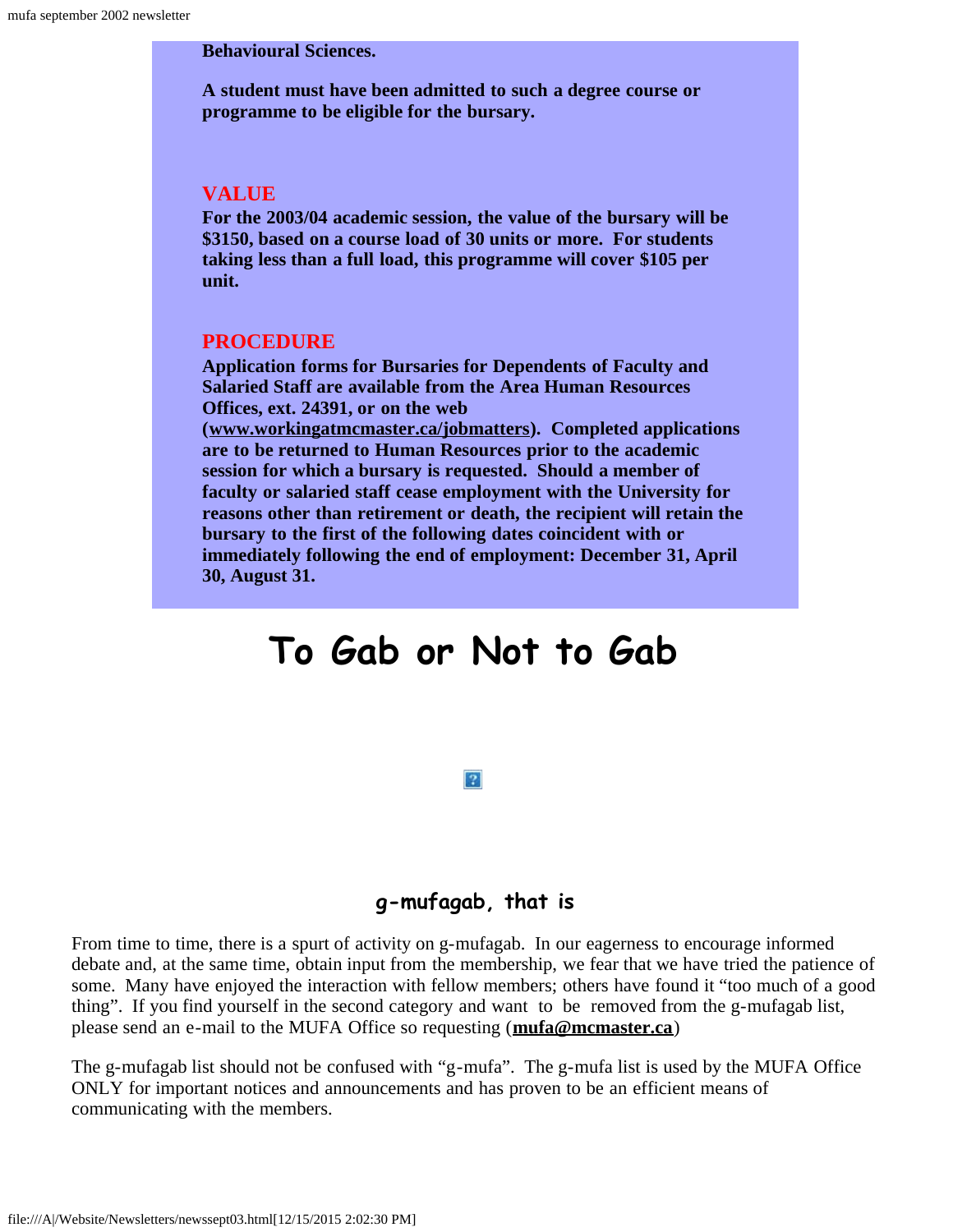**Behavioural Sciences.**

**A student must have been admitted to such a degree course or programme to be eligible for the bursary.**

**VALUE**

**For the 2003/04 academic session, the value of the bursary will be $3150, based on a course load of 30 units or more. For students taking less than a full load, this programme will cover $105 per unit.**

**PROCEDURE**

**Application forms for Bursaries for Dependents of Faculty and Salaried Staff are available from the Area Human Resources Offices, ext. 24391, or on the web (www.workingatmcmaster.ca/jobmatters). Completed applications are to be returned to Human Resources prior to the academic session for which a bursary is requested. Should a member of faculty or salaried staff cease employment with the University for reasons other than retirement or death, the recipient will retain the bursary to the first of the following dates coincident with or immediately following the end of employment: December 31, April 30, August 31.**

# To Gab or Not to Gab

### g-mufagab, that is

From time to time, there is a spurt of activity on g-mufagab. In our eagerness to encourage informed debate and, at the same time, obtain input from the membership, we fear that we have tried the patience of some. Many have enjoyed the interaction with fellow members; others have found it "too much of a good thing". If you find yourself in the second category and want to be removed from the g-mufagab list, please send an e-mail to the MUFA Office so requesting (**mufa@mcmaster.ca**)

The g-mufagab list should not be confused with "g-mufa". The g-mufa list is used by the MUFA Office ONLY for important notices and announcements and has proven to be an efficient means of communicating with the members.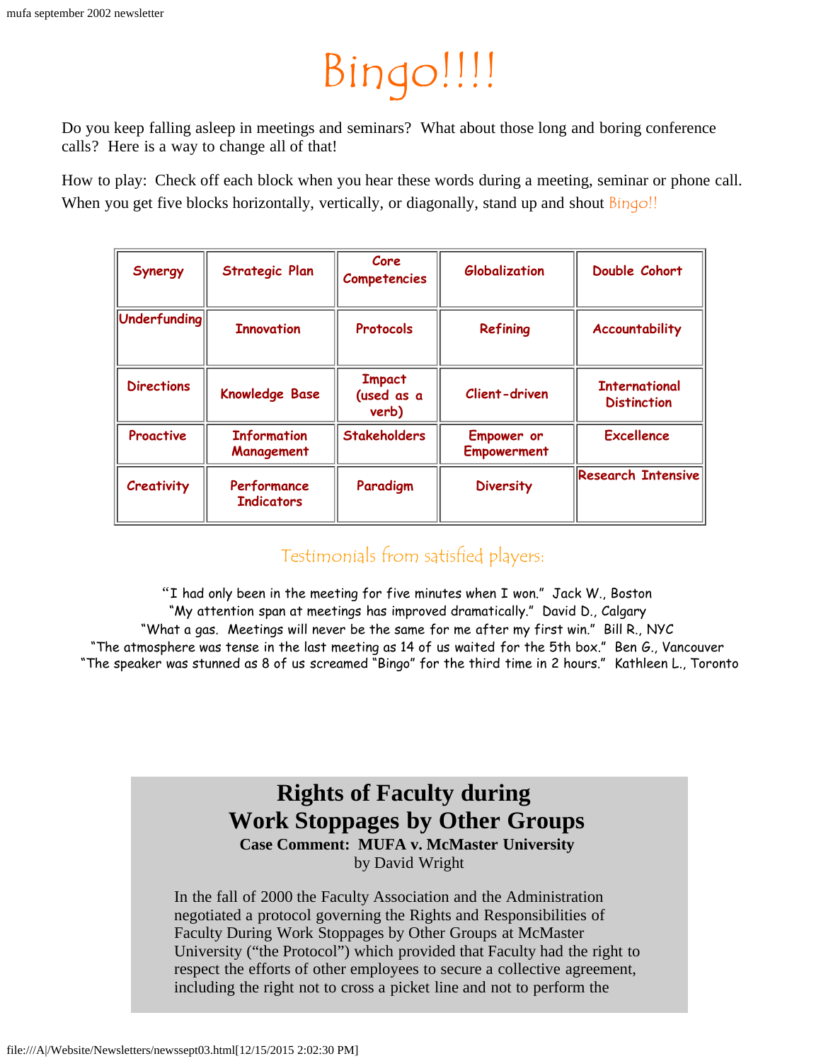# Bingo!!!!

Do you keep falling asleep in meetings and seminars? What about those long and boring conference calls? Here is a way to change all of that!

How to play: Check off each block when you hear these words during a meeting, seminar or phone call. When you get five blocks horizontally, vertically, or diagonally, stand up and shout Bingo!!

| Synergy | Strategic Plan | Core Competencies | Globalization | Double Cohort |
|---|---|---|---|---|
| Underfunding | Innovation | Protocols | Refining | Accountability |
| Directions | Knowledge Base | Impact (used as a verb) | Client-driven | International Distinction |
| Proactive | Information Management | Stakeholders | Empower or Empowerment | Excellence |
| Creativity | Performance Indicators | Paradigm | Diversity | Research Intensive |

## Testimonials from satisfied players:

"I had only been in the meeting for five minutes when I won." Jack W., Boston
"My attention span at meetings has improved dramatically." David D., Calgary
"What a gas. Meetings will never be the same for me after my first win." Bill R., NYC
"The atmosphere was tense in the last meeting as 14 of us waited for the 5th box." Ben G., Vancouver
"The speaker was stunned as 8 of us screamed "Bingo" for the third time in 2 hours." Kathleen L., Toronto

# Rights of Faculty during Work Stoppages by Other Groups

**Case Comment: MUFA v. McMaster University**

by David Wright

In the fall of 2000 the Faculty Association and the Administration negotiated a protocol governing the Rights and Responsibilities of Faculty During Work Stoppages by Other Groups at McMaster University ("the Protocol") which provided that Faculty had the right to respect the efforts of other employees to secure a collective agreement, including the right not to cross a picket line and not to perform the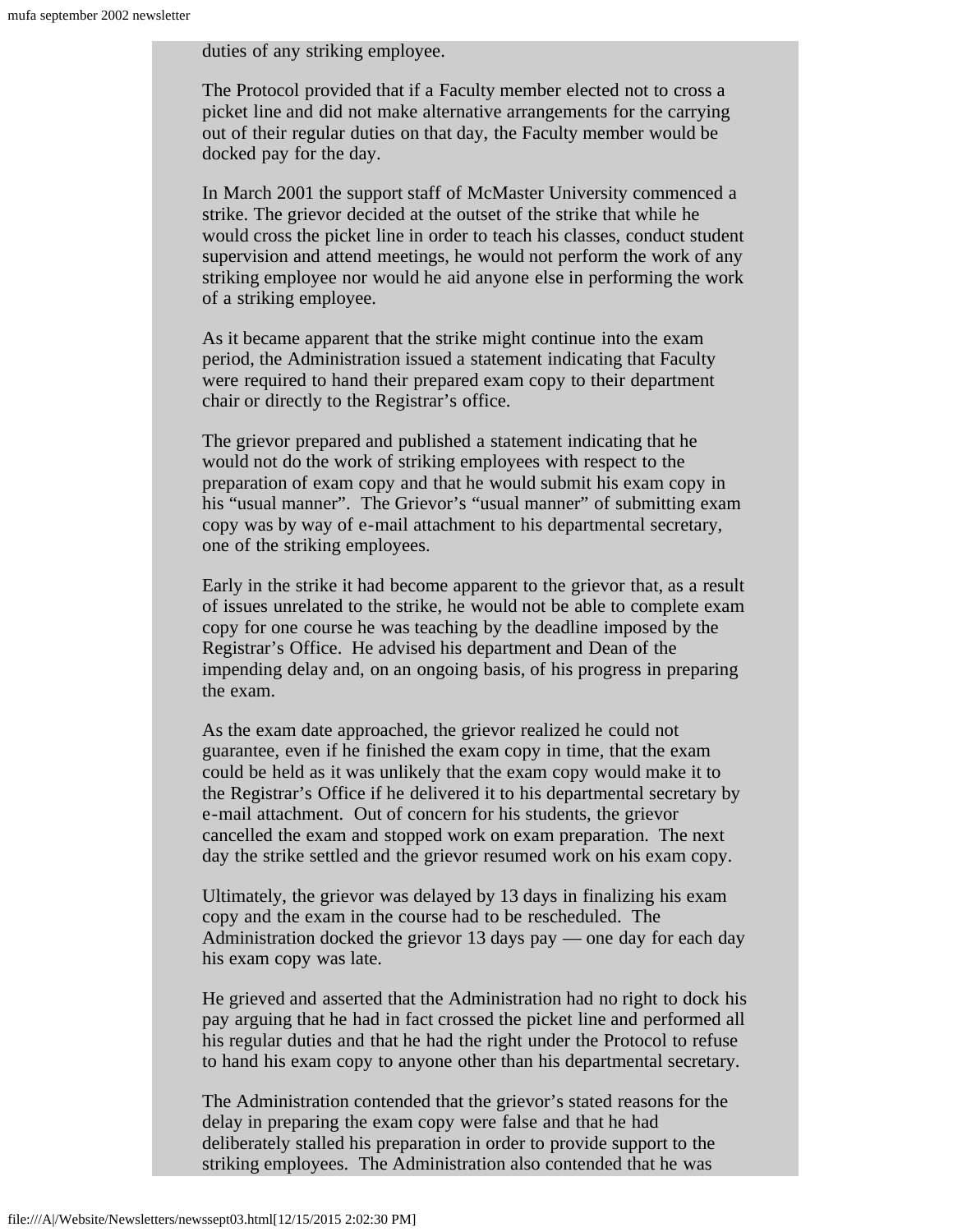duties of any striking employee.

The Protocol provided that if a Faculty member elected not to cross a picket line and did not make alternative arrangements for the carrying out of their regular duties on that day, the Faculty member would be docked pay for the day.

In March 2001 the support staff of McMaster University commenced a strike. The grievor decided at the outset of the strike that while he would cross the picket line in order to teach his classes, conduct student supervision and attend meetings, he would not perform the work of any striking employee nor would he aid anyone else in performing the work of a striking employee.

As it became apparent that the strike might continue into the exam period, the Administration issued a statement indicating that Faculty were required to hand their prepared exam copy to their department chair or directly to the Registrar's office.

The grievor prepared and published a statement indicating that he would not do the work of striking employees with respect to the preparation of exam copy and that he would submit his exam copy in his "usual manner". The Grievor's "usual manner" of submitting exam copy was by way of e-mail attachment to his departmental secretary, one of the striking employees.

Early in the strike it had become apparent to the grievor that, as a result of issues unrelated to the strike, he would not be able to complete exam copy for one course he was teaching by the deadline imposed by the Registrar's Office. He advised his department and Dean of the impending delay and, on an ongoing basis, of his progress in preparing the exam.

As the exam date approached, the grievor realized he could not guarantee, even if he finished the exam copy in time, that the exam could be held as it was unlikely that the exam copy would make it to the Registrar's Office if he delivered it to his departmental secretary by e-mail attachment. Out of concern for his students, the grievor cancelled the exam and stopped work on exam preparation. The next day the strike settled and the grievor resumed work on his exam copy.

Ultimately, the grievor was delayed by 13 days in finalizing his exam copy and the exam in the course had to be rescheduled. The Administration docked the grievor 13 days pay — one day for each day his exam copy was late.

He grieved and asserted that the Administration had no right to dock his pay arguing that he had in fact crossed the picket line and performed all his regular duties and that he had the right under the Protocol to refuse to hand his exam copy to anyone other than his departmental secretary.

The Administration contended that the grievor's stated reasons for the delay in preparing the exam copy were false and that he had deliberately stalled his preparation in order to provide support to the striking employees. The Administration also contended that he was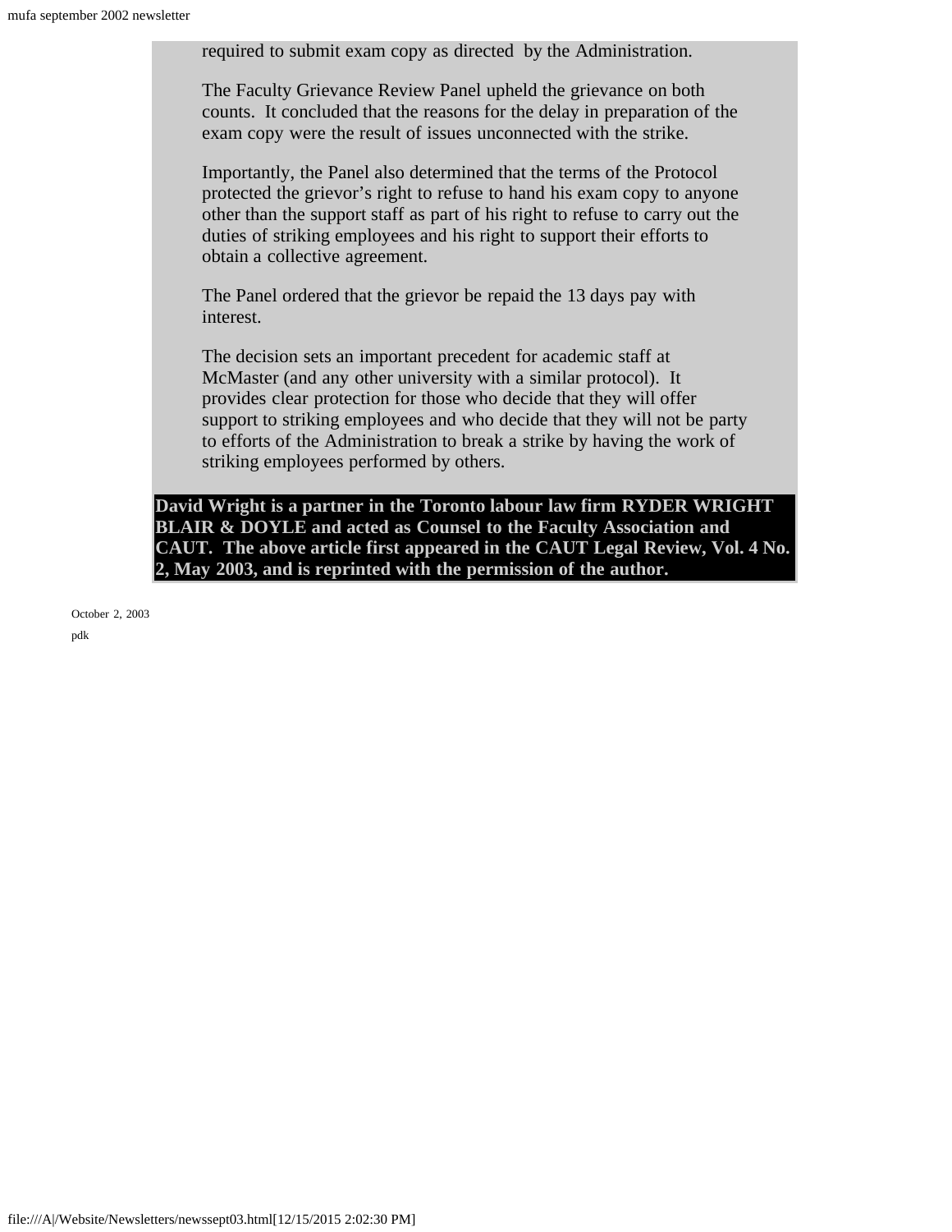required to submit exam copy as directed by the Administration.

The Faculty Grievance Review Panel upheld the grievance on both counts. It concluded that the reasons for the delay in preparation of the exam copy were the result of issues unconnected with the strike.

Importantly, the Panel also determined that the terms of the Protocol protected the grievor's right to refuse to hand his exam copy to anyone other than the support staff as part of his right to refuse to carry out the duties of striking employees and his right to support their efforts to obtain a collective agreement.

The Panel ordered that the grievor be repaid the 13 days pay with interest.

The decision sets an important precedent for academic staff at McMaster (and any other university with a similar protocol). It provides clear protection for those who decide that they will offer support to striking employees and who decide that they will not be party to efforts of the Administration to break a strike by having the work of striking employees performed by others.

**David Wright is a partner in the Toronto labour law firm RYDER WRIGHT BLAIR & DOYLE and acted as Counsel to the Faculty Association and CAUT. The above article first appeared in the CAUT Legal Review, Vol. 4 No. 2, May 2003, and is reprinted with the permission of the author.**

October 2, 2003

pdk